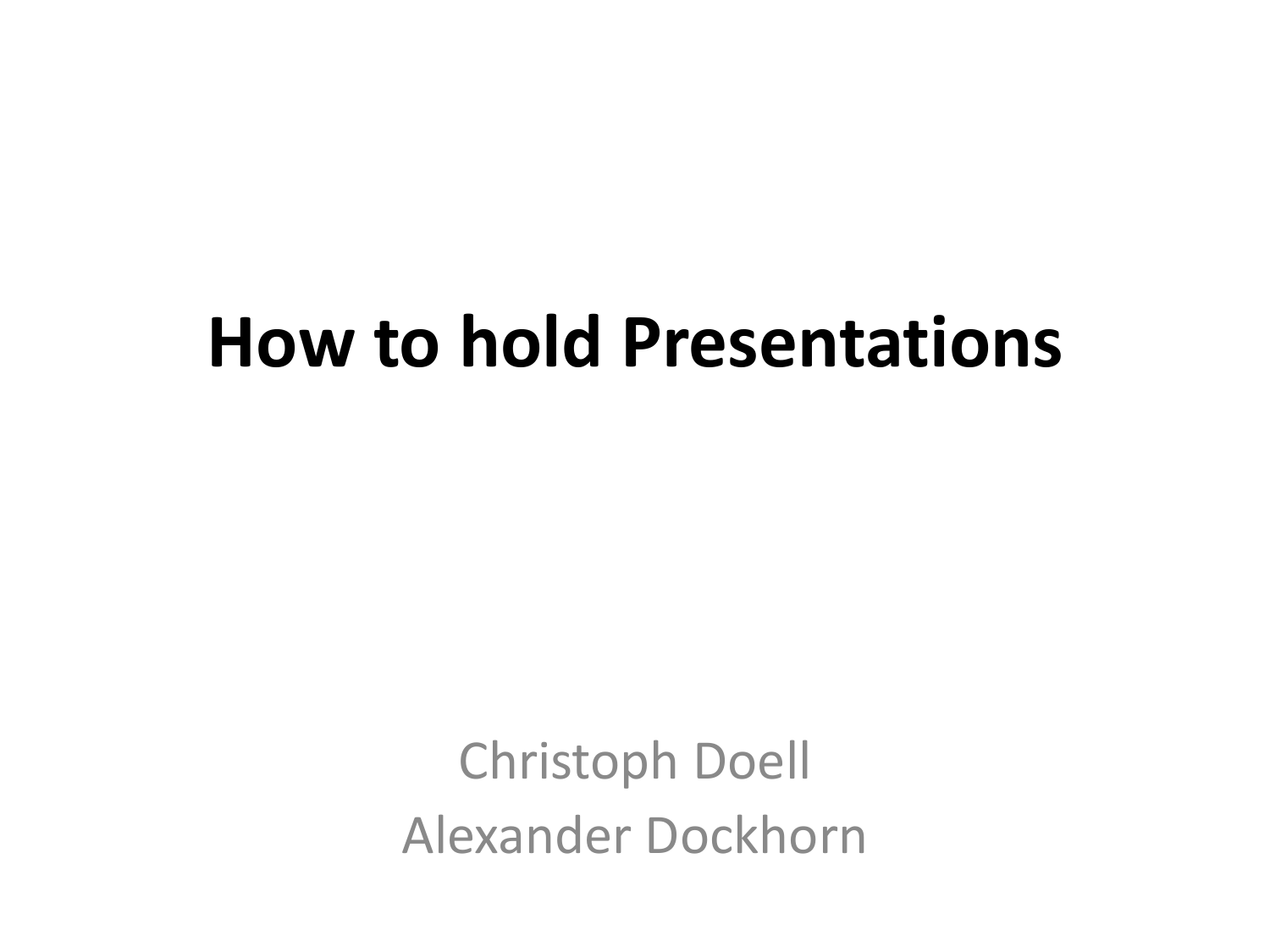# How to hold Presentations

Christoph Doell
Alexander Dockhorn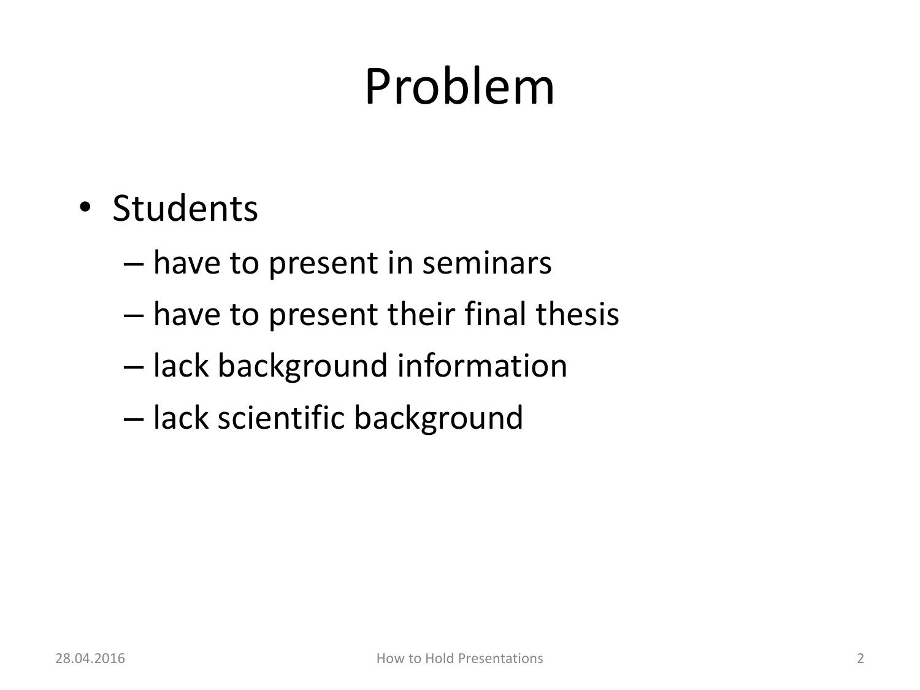# Problem

- Students
  - have to present in seminars
  - have to present their final thesis
  - lack background information
  - lack scientific background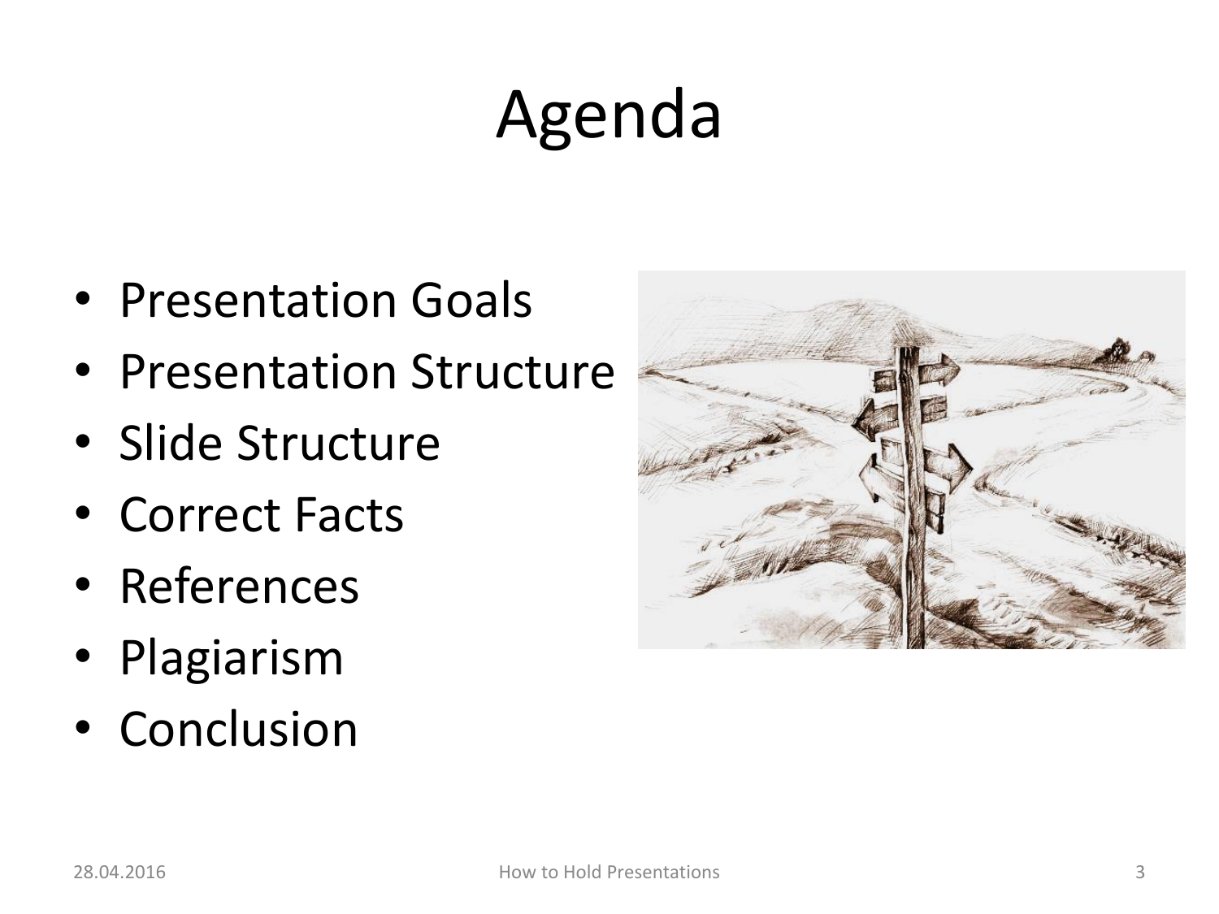# Agenda

- Presentation Goals
- Presentation Structure
- Slide Structure
- Correct Facts
- References
- Plagiarism
- Conclusion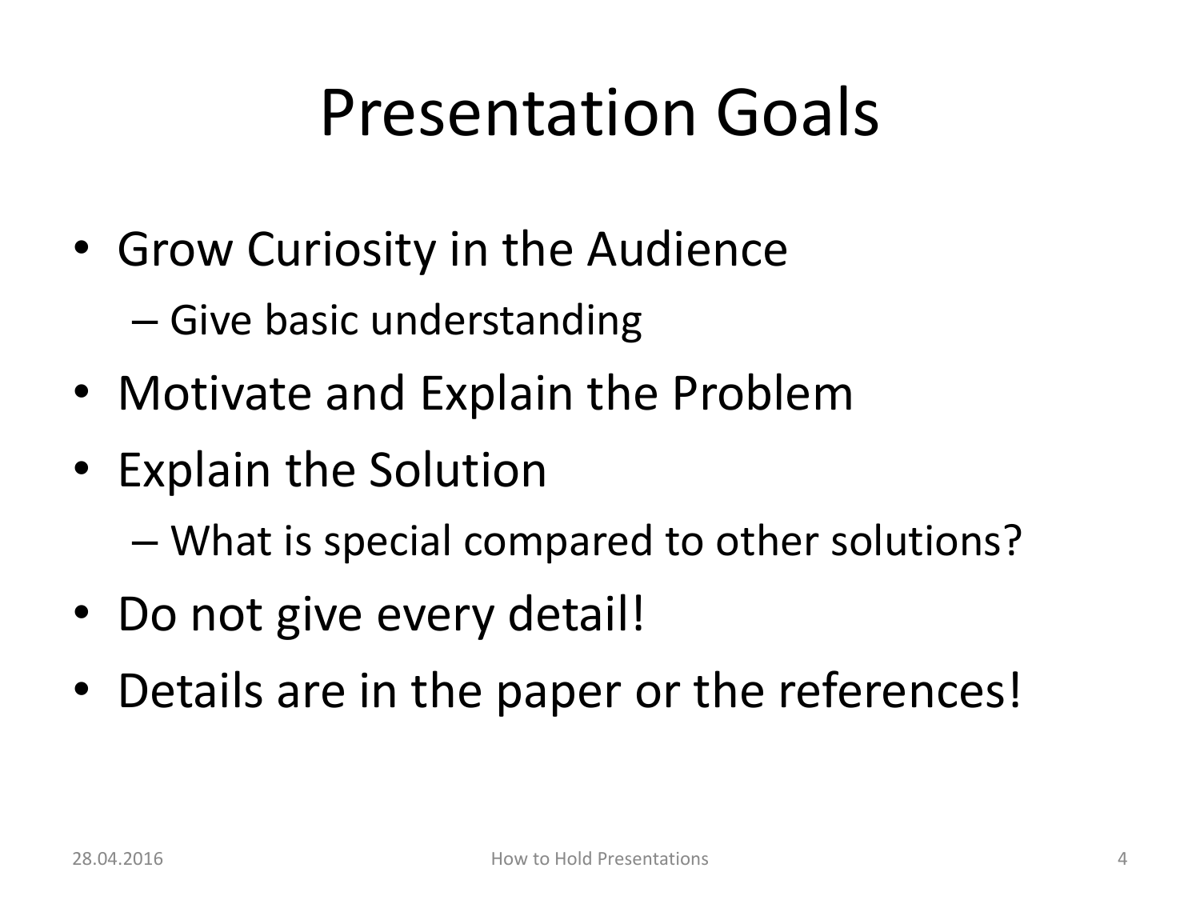# Presentation Goals

- Grow Curiosity in the Audience
  - Give basic understanding
- Motivate and Explain the Problem
- Explain the Solution
  - What is special compared to other solutions?
- Do not give every detail!
- Details are in the paper or the references!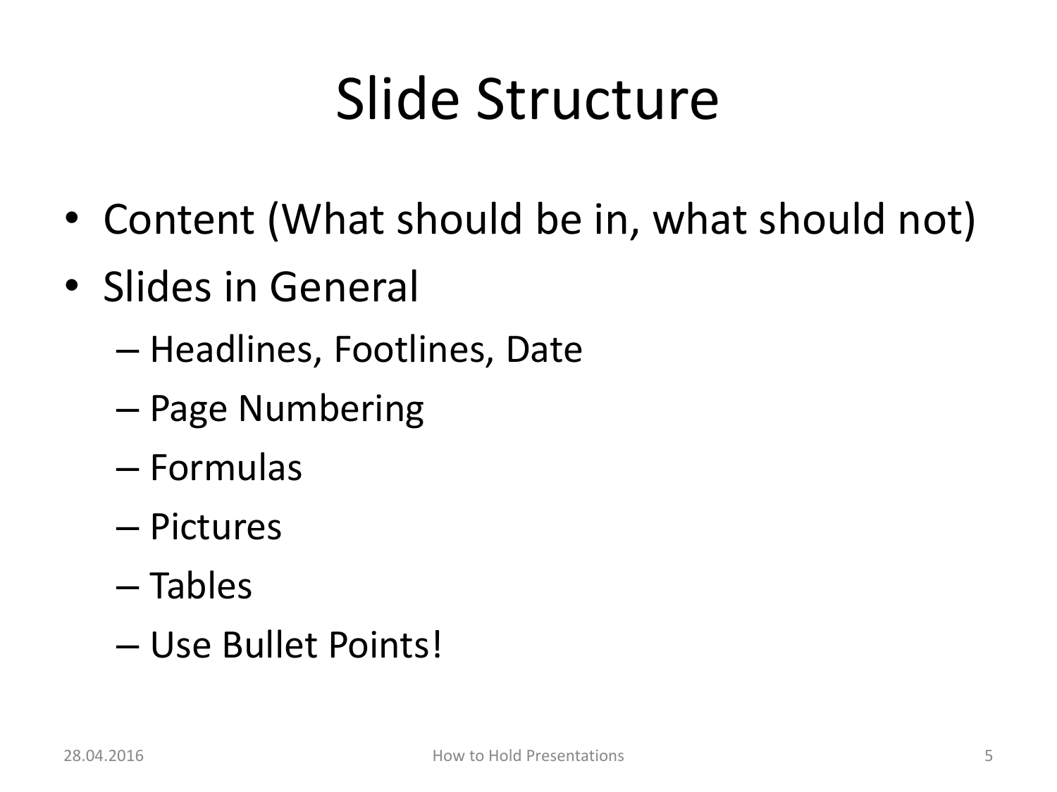# Slide Structure

- Content (What should be in, what should not)
- Slides in General
  - Headlines, Footlines, Date
  - Page Numbering
  - Formulas
  - Pictures
  - Tables
  - Use Bullet Points!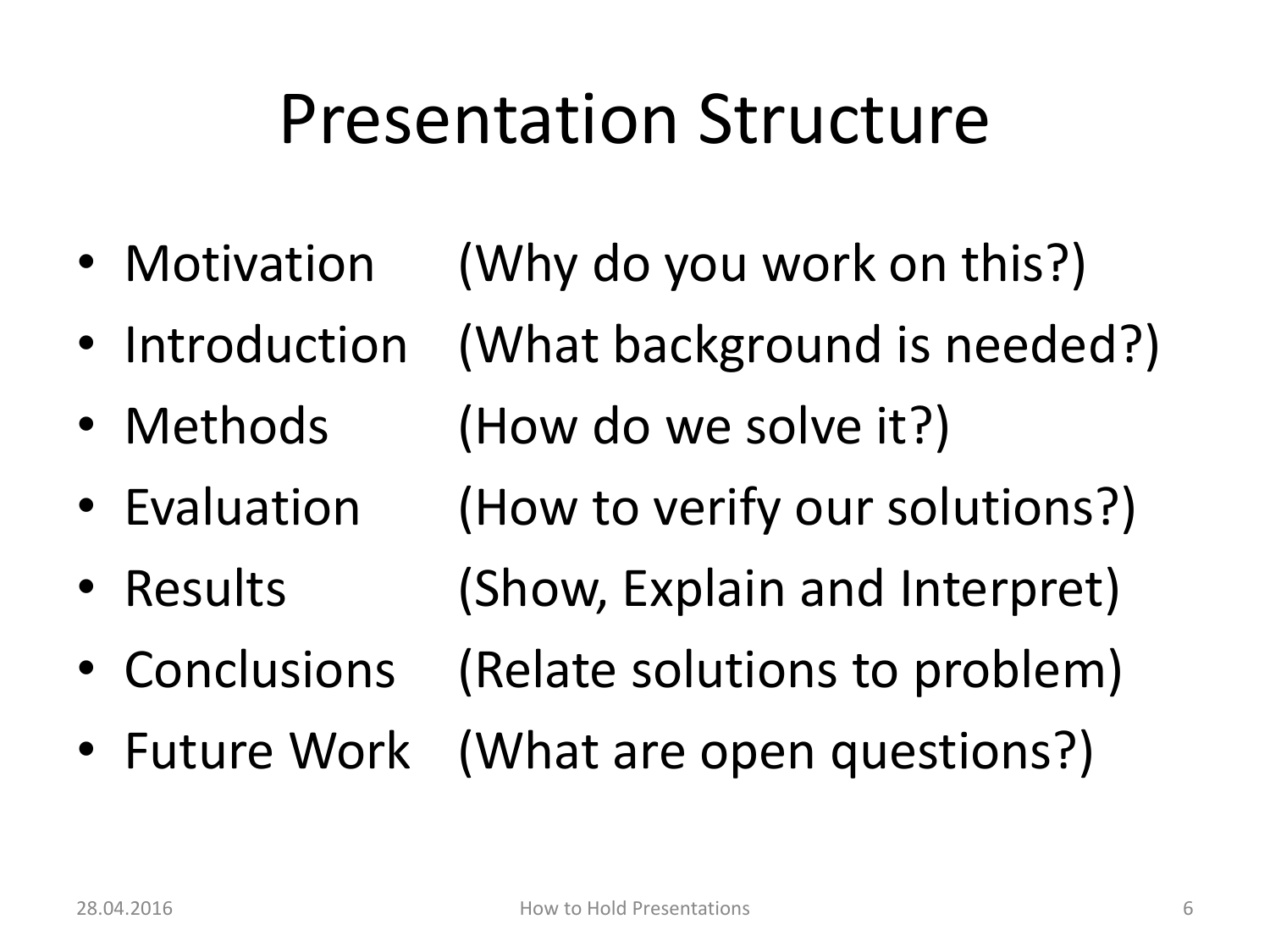# Presentation Structure

- Motivation (Why do you work on this?)
- Introduction (What background is needed?)
- Methods (How do we solve it?)
- Evaluation (How to verify our solutions?)
- Results (Show, Explain and Interpret)
- Conclusions (Relate solutions to problem)
- Future Work (What are open questions?)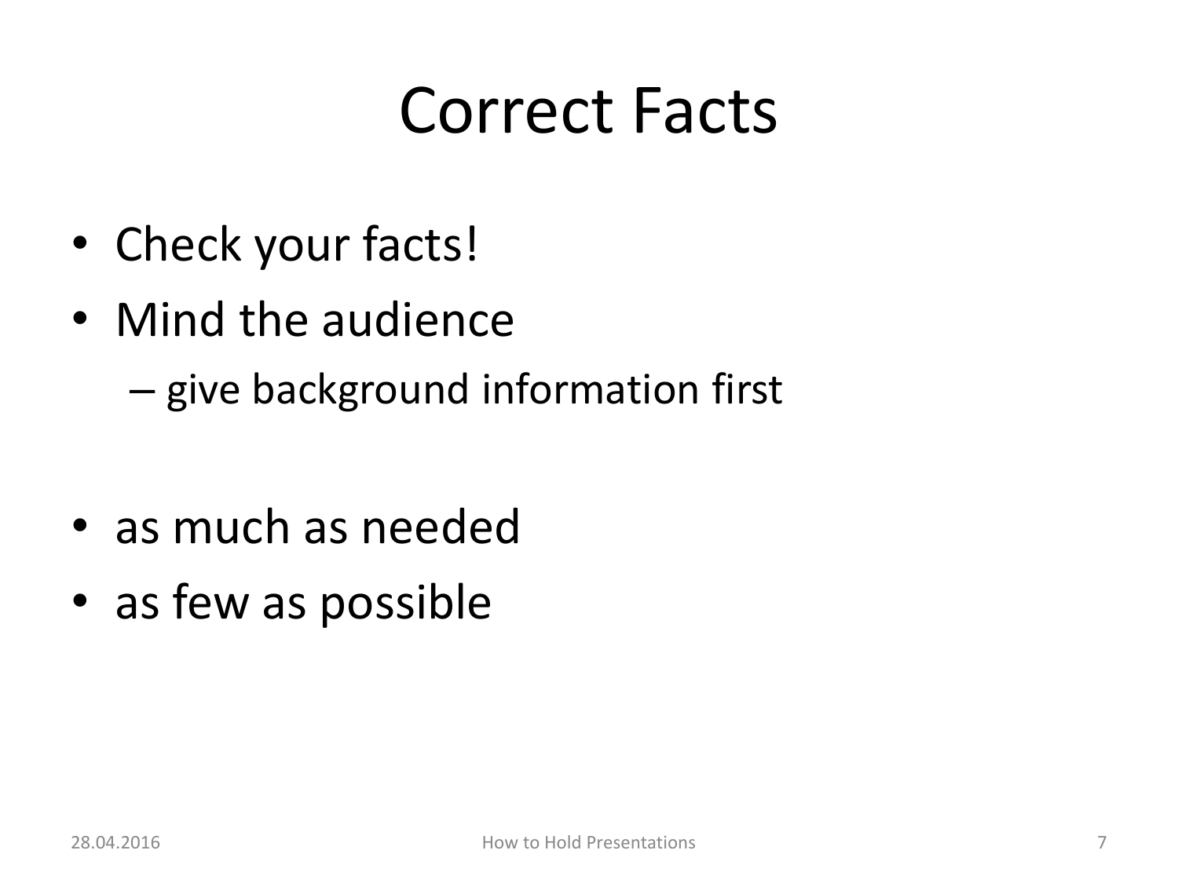# Correct Facts

- Check your facts!
- Mind the audience
  - give background information first

- as much as needed
- as few as possible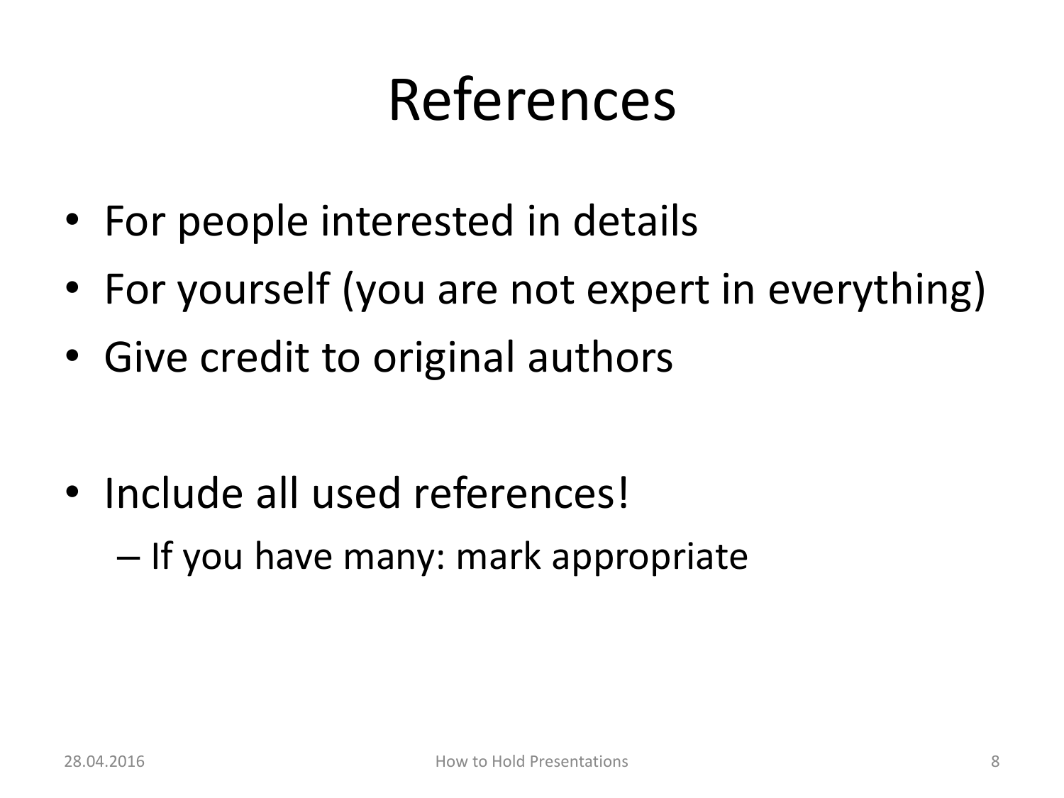# References

- For people interested in details
- For yourself (you are not expert in everything)
- Give credit to original authors

- Include all used references!
  - If you have many: mark appropriate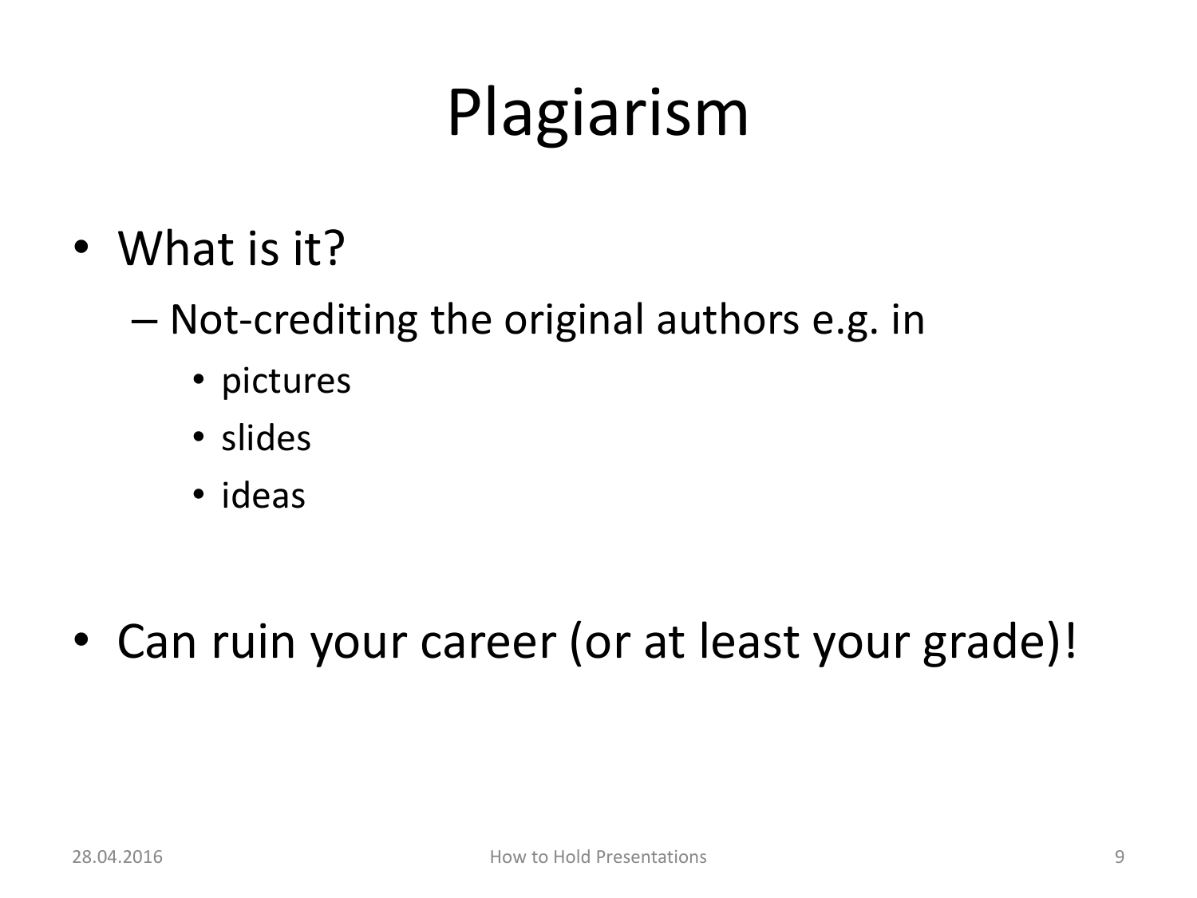# Plagiarism

- What is it?
  - Not-crediting the original authors e.g. in
    - pictures
    - slides
    - ideas
- Can ruin your career (or at least your grade)!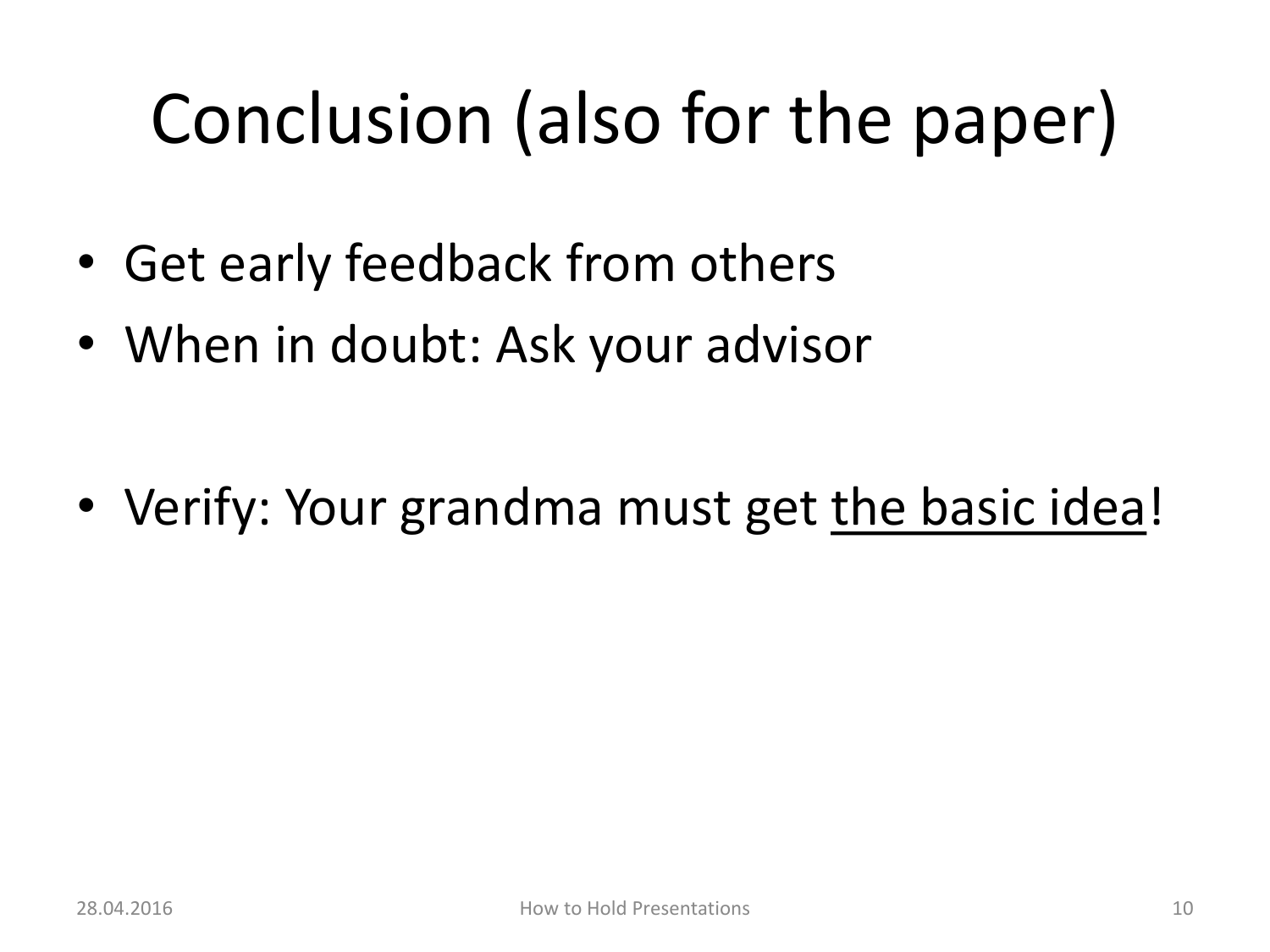# Conclusion (also for the paper)

- Get early feedback from others
- When in doubt: Ask your advisor

- Verify: Your grandma must get <u>the basic idea</u>!